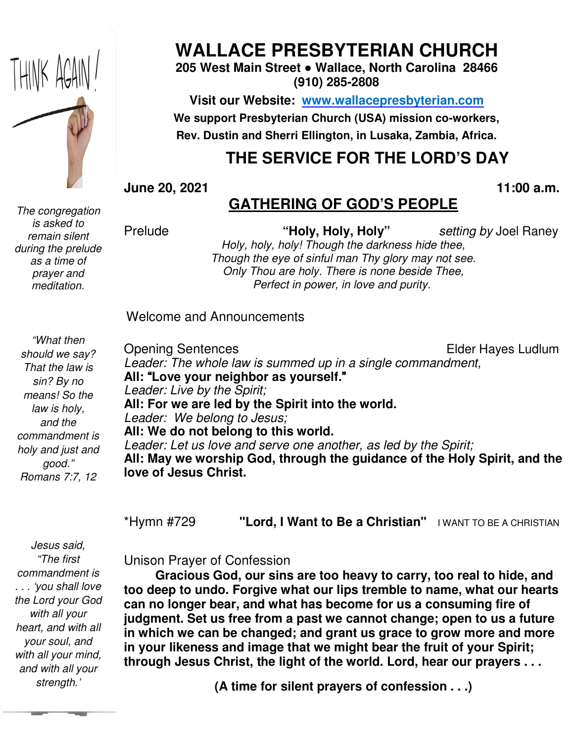# WALLACE PRESBYTERIAN CHURCH

**205 West Main Street ● Wallace, North Carolina 28466**
**(910) 285-2808**

**Visit our Website: www.wallacepresbyterian.com**

**We support Presbyterian Church (USA) mission co-workers, Rev. Dustin and Sherri Ellington, in Lusaka, Zambia, Africa.**

## THE SERVICE FOR THE LORD'S DAY

**June 20, 2021** **11:00 a.m.**

## GATHERING OF GOD'S PEOPLE

*The congregation is asked to remain silent during the prelude as a time of prayer and meditation.*

Prelude **"Holy, Holy, Holy"** *setting by* Joel Raney

*Holy, holy, holy! Though the darkness hide thee,*
*Though the eye of sinful man Thy glory may not see.*
*Only Thou are holy. There is none beside Thee,*
*Perfect in power, in love and purity.*

Welcome and Announcements

*"What then should we say? That the law is sin? By no means! So the law is holy, and the commandment is holy and just and good."*
*Romans 7:7, 12*

Opening Sentences Elder Hayes Ludlum

*Leader: The whole law is summed up in a single commandment,*
**All: "Love your neighbor as yourself."**
*Leader: Live by the Spirit;*
**All: For we are led by the Spirit into the world.**
*Leader: We belong to Jesus;*
**All: We do not belong to this world.**
*Leader: Let us love and serve one another, as led by the Spirit;*
**All: May we worship God, through the guidance of the Holy Spirit, and the love of Jesus Christ.**

*Hymn #729 **"Lord, I Want to Be a Christian"** I WANT TO BE A CHRISTIAN

*Jesus said, "The first commandment is . . . 'you shall love the Lord your God with all your heart, and with all your soul, and with all your mind, and with all your strength.'*

Unison Prayer of Confession

**Gracious God, our sins are too heavy to carry, too real to hide, and too deep to undo. Forgive what our lips tremble to name, what our hearts can no longer bear, and what has become for us a consuming fire of judgment. Set us free from a past we cannot change; open to us a future in which we can be changed; and grant us grace to grow more and more in your likeness and image that we might bear the fruit of your Spirit; through Jesus Christ, the light of the world. Lord, hear our prayers . . .**

**(A time for silent prayers of confession . . .)**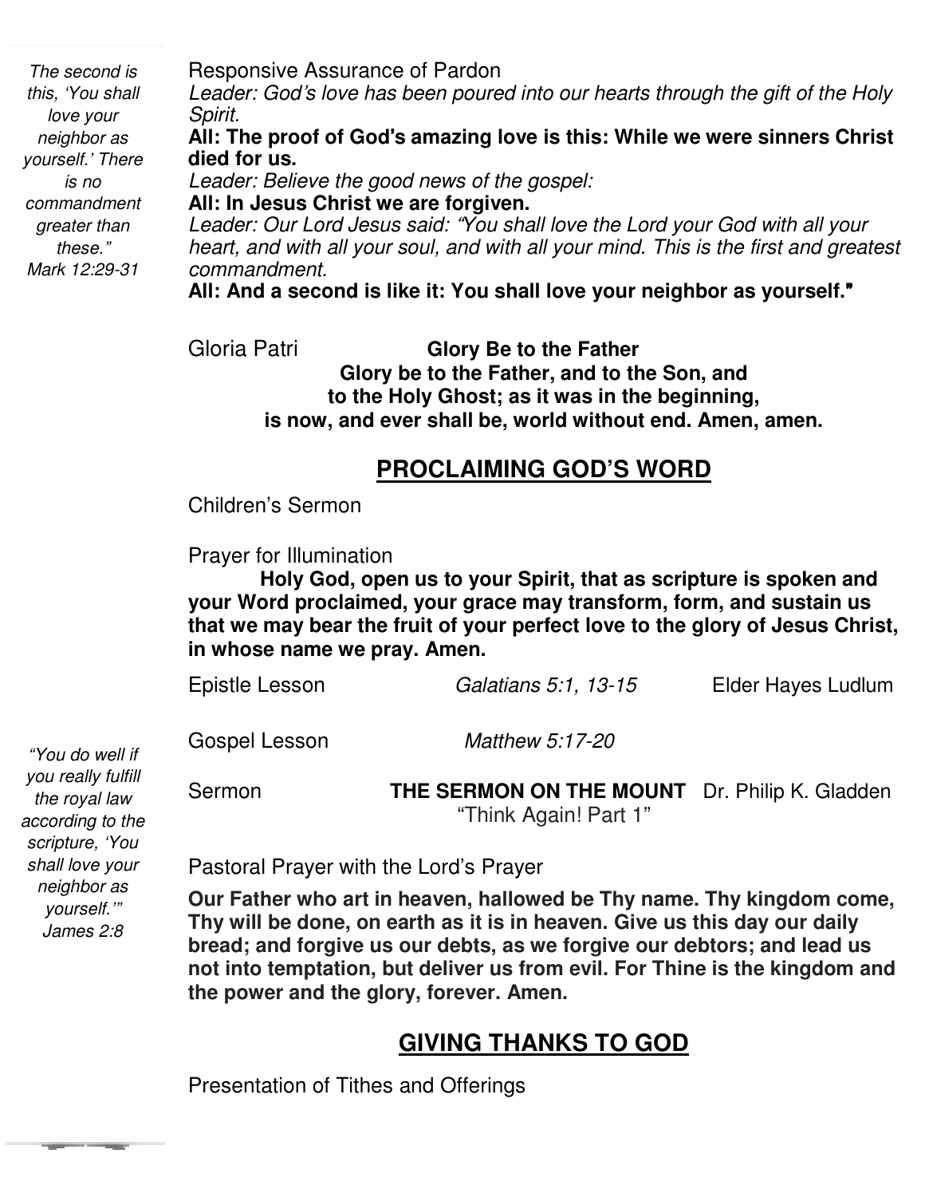*The second is this, 'You shall love your neighbor as yourself.' There is no commandment greater than these."*
*Mark 12:29-31*

Responsive Assurance of Pardon

*Leader: God's love has been poured into our hearts through the gift of the Holy Spirit.*

**All: The proof of God's amazing love is this: While we were sinners Christ died for us.**

*Leader: Believe the good news of the gospel:*

**All: In Jesus Christ we are forgiven.**

*Leader: Our Lord Jesus said: "You shall love the Lord your God with all your heart, and with all your soul, and with all your mind. This is the first and greatest commandment.*

**All: And a second is like it: You shall love your neighbor as yourself."**

Gloria Patri **Glory Be to the Father**

**Glory be to the Father, and to the Son, and to the Holy Ghost; as it was in the beginning, is now, and ever shall be, world without end. Amen, amen.**

## PROCLAIMING GOD'S WORD

Children's Sermon

Prayer for Illumination

**Holy God, open us to your Spirit, that as scripture is spoken and your Word proclaimed, your grace may transform, form, and sustain us that we may bear the fruit of your perfect love to the glory of Jesus Christ, in whose name we pray. Amen.**

Epistle Lesson *Galatians 5:1, 13-15* Elder Hayes Ludlum

Gospel Lesson *Matthew 5:17-20*

*"You do well if you really fulfill the royal law according to the scripture, 'You shall love your neighbor as yourself.'"*
*James 2:8*

Sermon **THE SERMON ON THE MOUNT** Dr. Philip K. Gladden
"Think Again! Part 1"

Pastoral Prayer with the Lord's Prayer

**Our Father who art in heaven, hallowed be Thy name. Thy kingdom come, Thy will be done, on earth as it is in heaven. Give us this day our daily bread; and forgive us our debts, as we forgive our debtors; and lead us not into temptation, but deliver us from evil. For Thine is the kingdom and the power and the glory, forever. Amen.**

## GIVING THANKS TO GOD

Presentation of Tithes and Offerings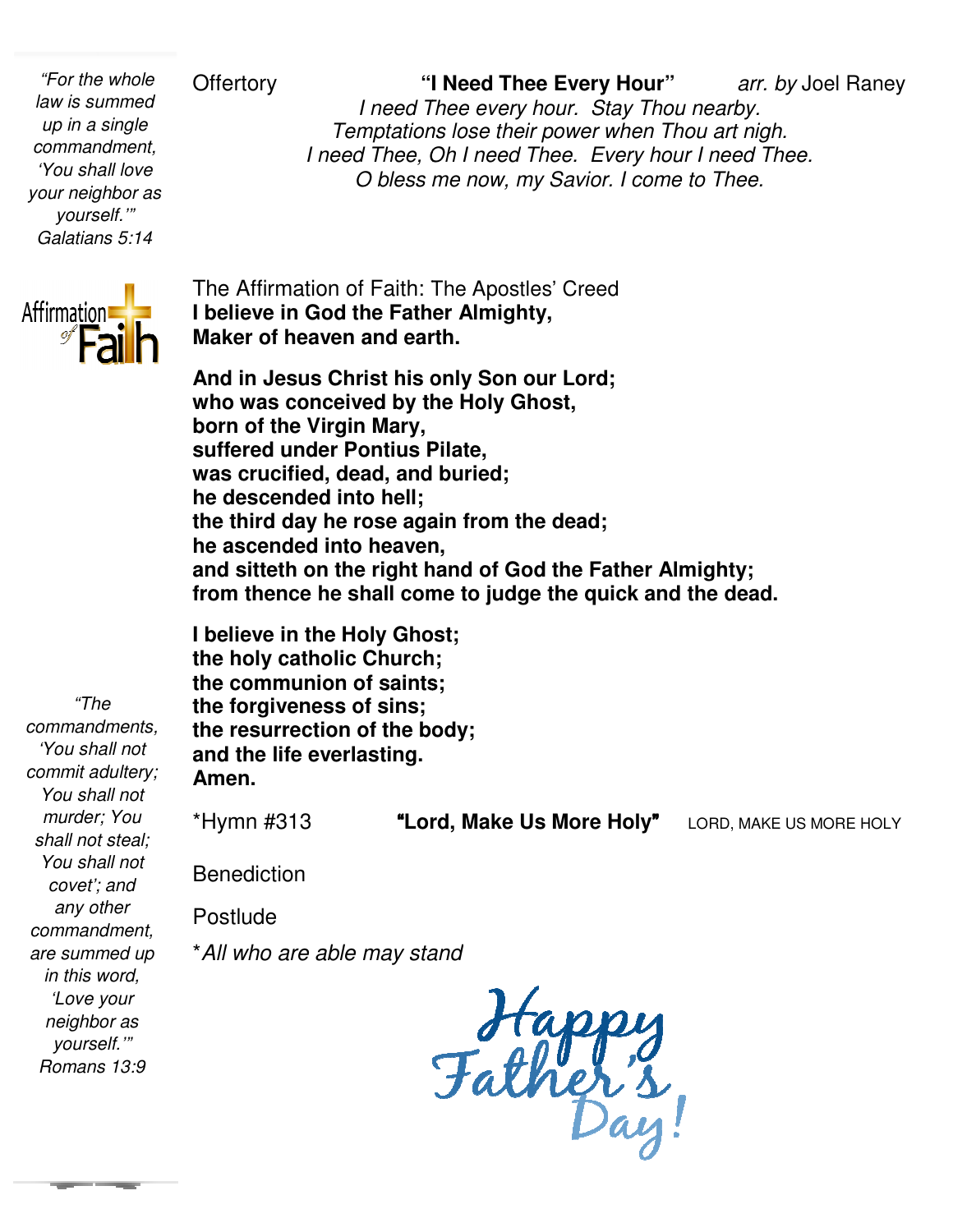*"For the whole law is summed up in a single commandment, 'You shall love your neighbor as yourself.'"*
*Galatians 5:14*

Offertory **"I Need Thee Every Hour"** *arr. by* Joel Raney

*I need Thee every hour. Stay Thou nearby.*
*Temptations lose their power when Thou art nigh.*
*I need Thee, Oh I need Thee. Every hour I need Thee.*
*O bless me now, my Savior. I come to Thee.*

Affirmation of Faith

The Affirmation of Faith: The Apostles' Creed

**I believe in God the Father Almighty,**
**Maker of heaven and earth.**

**And in Jesus Christ his only Son our Lord;**
**who was conceived by the Holy Ghost,**
**born of the Virgin Mary,**
**suffered under Pontius Pilate,**
**was crucified, dead, and buried;**
**he descended into hell;**
**the third day he rose again from the dead;**
**he ascended into heaven,**
**and sitteth on the right hand of God the Father Almighty;**
**from thence he shall come to judge the quick and the dead.**

**I believe in the Holy Ghost;**
**the holy catholic Church;**
**the communion of saints;**
**the forgiveness of sins;**
**the resurrection of the body;**
**and the life everlasting.**
**Amen.**

*"The commandments, 'You shall not commit adultery; You shall not murder; You shall not steal; You shall not covet'; and any other commandment, are summed up in this word, 'Love your neighbor as yourself.'"*
*Romans 13:9*

*Hymn #313 **"Lord, Make Us More Holy"** LORD, MAKE US MORE HOLY

Benediction

Postlude

**All who are able may stand*

Happy Father's Day!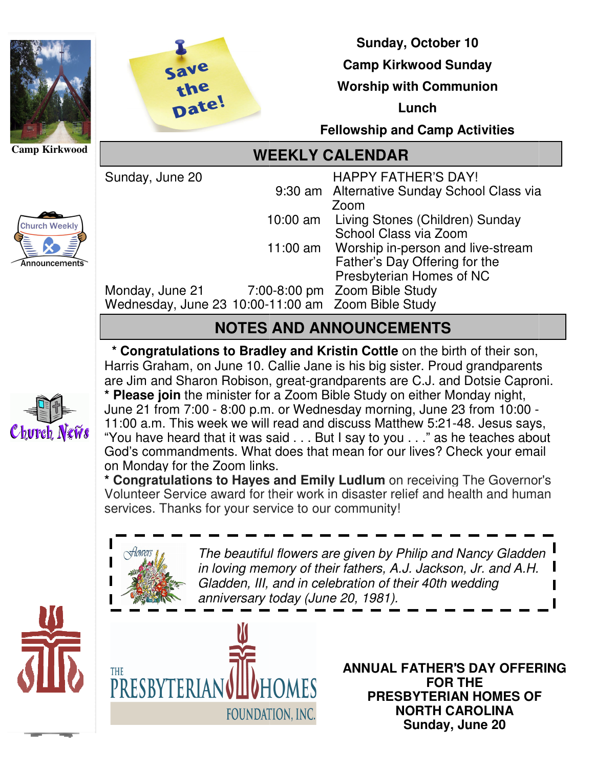Camp Kirkwood

Save the Date!

**Sunday, October 10**

**Camp Kirkwood Sunday**

**Worship with Communion**

**Lunch**

**Fellowship and Camp Activities**

## WEEKLY CALENDAR

| | | |
|---|---|---|
| Sunday, June 20 | | HAPPY FATHER'S DAY! |
| | 9:30 am | Alternative Sunday School Class via Zoom |
| | 10:00 am | Living Stones (Children) Sunday School Class via Zoom |
| | 11:00 am | Worship in-person and live-stream Father's Day Offering for the Presbyterian Homes of NC |
| Monday, June 21 | 7:00-8:00 pm | Zoom Bible Study |
| Wednesday, June 23 | 10:00-11:00 am | Zoom Bible Study |

## NOTES AND ANNOUNCEMENTS

* **Congratulations to Bradley and Kristin Cottle** on the birth of their son, Harris Graham, on June 10. Callie Jane is his big sister. Proud grandparents are Jim and Sharon Robison, great-grandparents are C.J. and Dotsie Caproni.

* **Please join** the minister for a Zoom Bible Study on either Monday night, June 21 from 7:00 - 8:00 p.m. or Wednesday morning, June 23 from 10:00 - 11:00 a.m. This week we will read and discuss Matthew 5:21-48. Jesus says, "You have heard that it was said . . . But I say to you . . ." as he teaches about God's commandments. What does that mean for our lives? Check your email on Monday for the Zoom links.

* **Congratulations to Hayes and Emily Ludlum** on receiving The Governor's Volunteer Service award for their work in disaster relief and health and human services. Thanks for your service to our community!

*The beautiful flowers are given by Philip and Nancy Gladden in loving memory of their fathers, A.J. Jackson, Jr. and A.H. Gladden, III, and in celebration of their 40th wedding anniversary today (June 20, 1981).*

THE PRESBYTERIAN HOMES FOUNDATION, INC.

**ANNUAL FATHER'S DAY OFFERING FOR THE PRESBYTERIAN HOMES OF NORTH CAROLINA**
**Sunday, June 20**